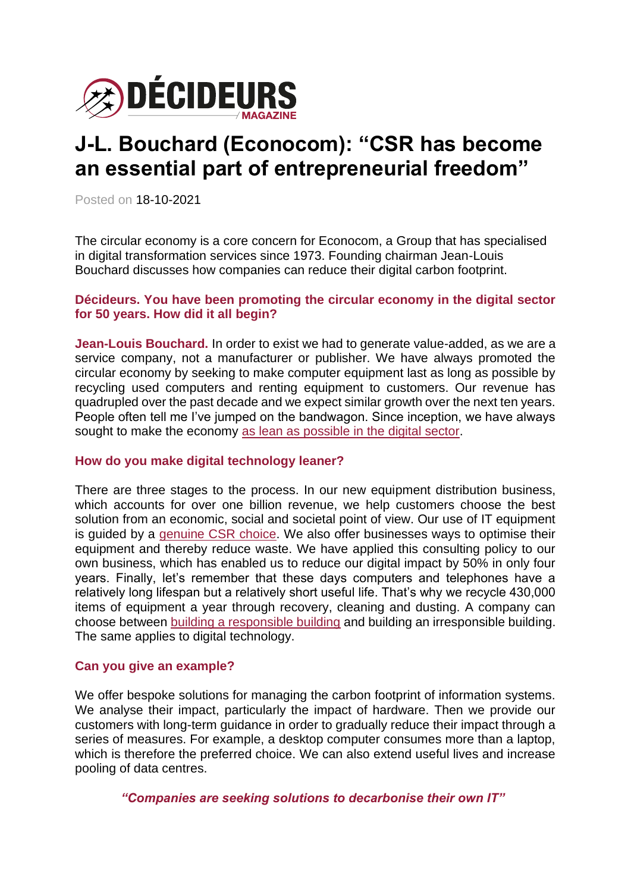DÉCIDEURS MAGAZINE

# J-L. Bouchard (Econocom): "CSR has become an essential part of entrepreneurial freedom"

Posted on 18-10-2021

The circular economy is a core concern for Econocom, a Group that has specialised in digital transformation services since 1973. Founding chairman Jean-Louis Bouchard discusses how companies can reduce their digital carbon footprint.

**Décideurs. You have been promoting the circular economy in the digital sector for 50 years. How did it all begin?**

**Jean-Louis Bouchard.** In order to exist we had to generate value-added, as we are a service company, not a manufacturer or publisher. We have always promoted the circular economy by seeking to make computer equipment last as long as possible by recycling used computers and renting equipment to customers. Our revenue has quadrupled over the past decade and we expect similar growth over the next ten years. People often tell me I've jumped on the bandwagon. Since inception, we have always sought to make the economy as lean as possible in the digital sector.

**How do you make digital technology leaner?**

There are three stages to the process. In our new equipment distribution business, which accounts for over one billion revenue, we help customers choose the best solution from an economic, social and societal point of view. Our use of IT equipment is guided by a genuine CSR choice. We also offer businesses ways to optimise their equipment and thereby reduce waste. We have applied this consulting policy to our own business, which has enabled us to reduce our digital impact by 50% in only four years. Finally, let's remember that these days computers and telephones have a relatively long lifespan but a relatively short useful life. That's why we recycle 430,000 items of equipment a year through recovery, cleaning and dusting. A company can choose between building a responsible building and building an irresponsible building. The same applies to digital technology.

**Can you give an example?**

We offer bespoke solutions for managing the carbon footprint of information systems. We analyse their impact, particularly the impact of hardware. Then we provide our customers with long-term guidance in order to gradually reduce their impact through a series of measures. For example, a desktop computer consumes more than a laptop, which is therefore the preferred choice. We can also extend useful lives and increase pooling of data centres.

***"Companies are seeking solutions to decarbonise their own IT"***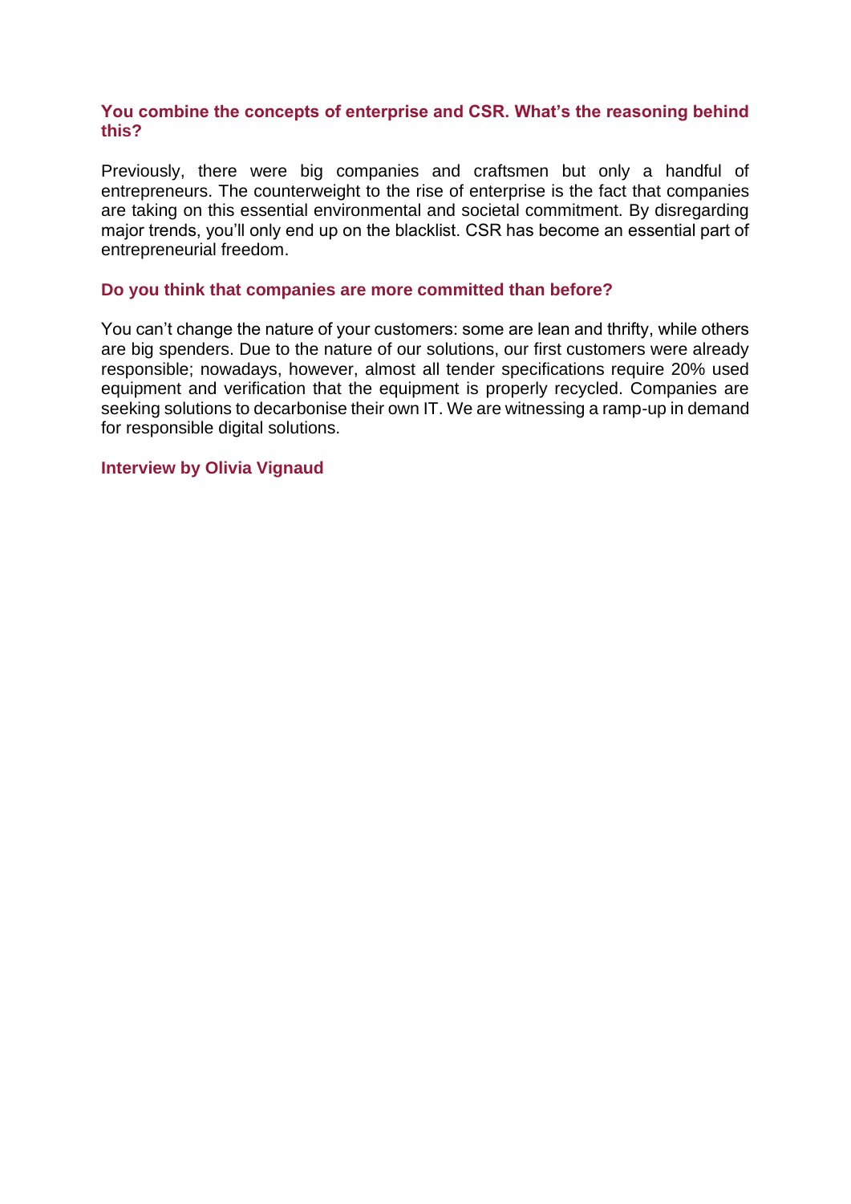**You combine the concepts of enterprise and CSR. What's the reasoning behind this?**

Previously, there were big companies and craftsmen but only a handful of entrepreneurs. The counterweight to the rise of enterprise is the fact that companies are taking on this essential environmental and societal commitment. By disregarding major trends, you'll only end up on the blacklist. CSR has become an essential part of entrepreneurial freedom.

**Do you think that companies are more committed than before?**

You can't change the nature of your customers: some are lean and thrifty, while others are big spenders. Due to the nature of our solutions, our first customers were already responsible; nowadays, however, almost all tender specifications require 20% used equipment and verification that the equipment is properly recycled. Companies are seeking solutions to decarbonise their own IT. We are witnessing a ramp-up in demand for responsible digital solutions.

**Interview by Olivia Vignaud**